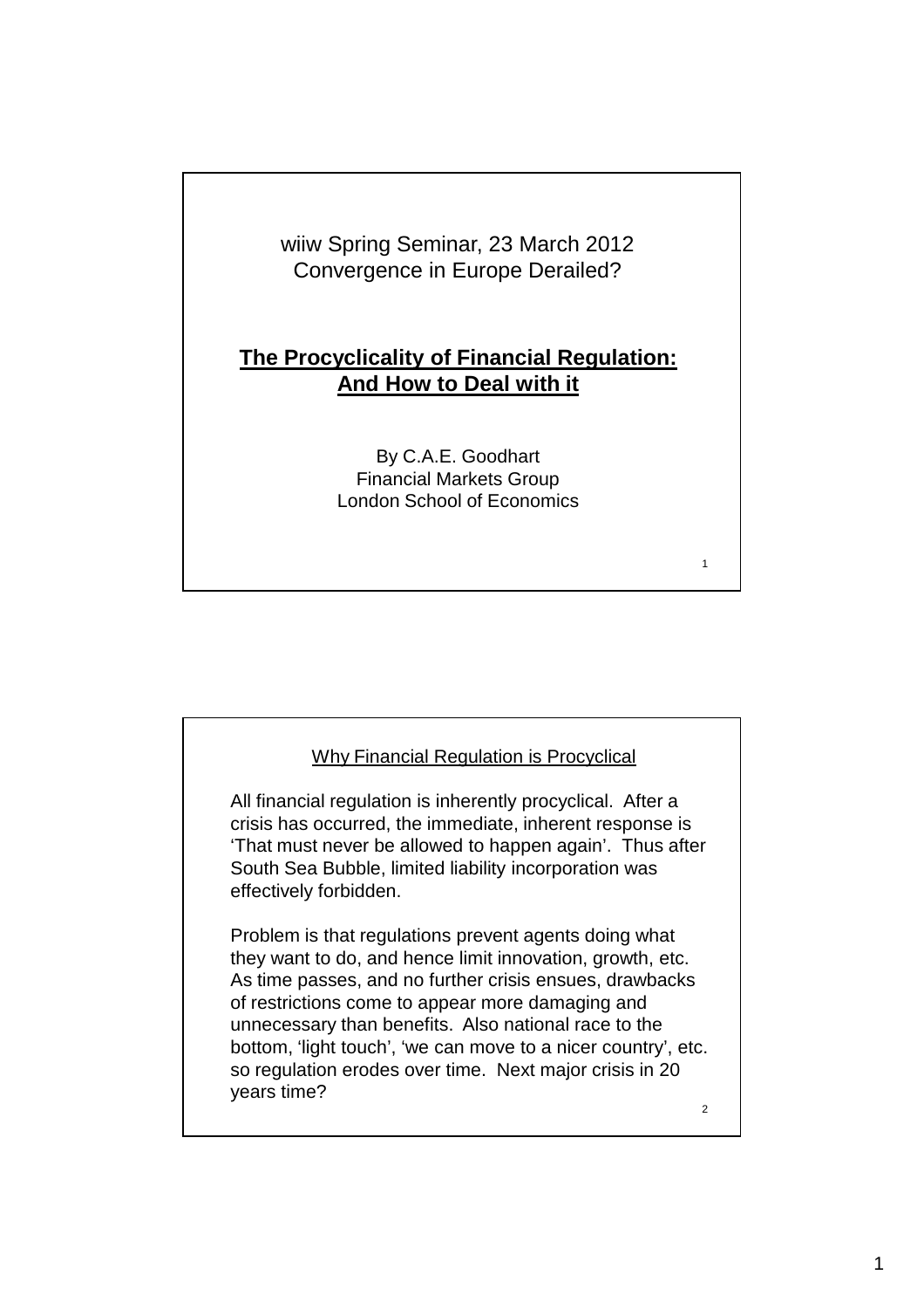wiiw Spring Seminar, 23 March 2012
Convergence in Europe Derailed?

# The Procyclicality of Financial Regulation: And How to Deal with it

By C.A.E. Goodhart
Financial Markets Group
London School of Economics

## Why Financial Regulation is Procyclical

All financial regulation is inherently procyclical. After a crisis has occurred, the immediate, inherent response is 'That must never be allowed to happen again'. Thus after South Sea Bubble, limited liability incorporation was effectively forbidden.

Problem is that regulations prevent agents doing what they want to do, and hence limit innovation, growth, etc. As time passes, and no further crisis ensues, drawbacks of restrictions come to appear more damaging and unnecessary than benefits. Also national race to the bottom, 'light touch', 'we can move to a nicer country', etc. so regulation erodes over time. Next major crisis in 20 years time?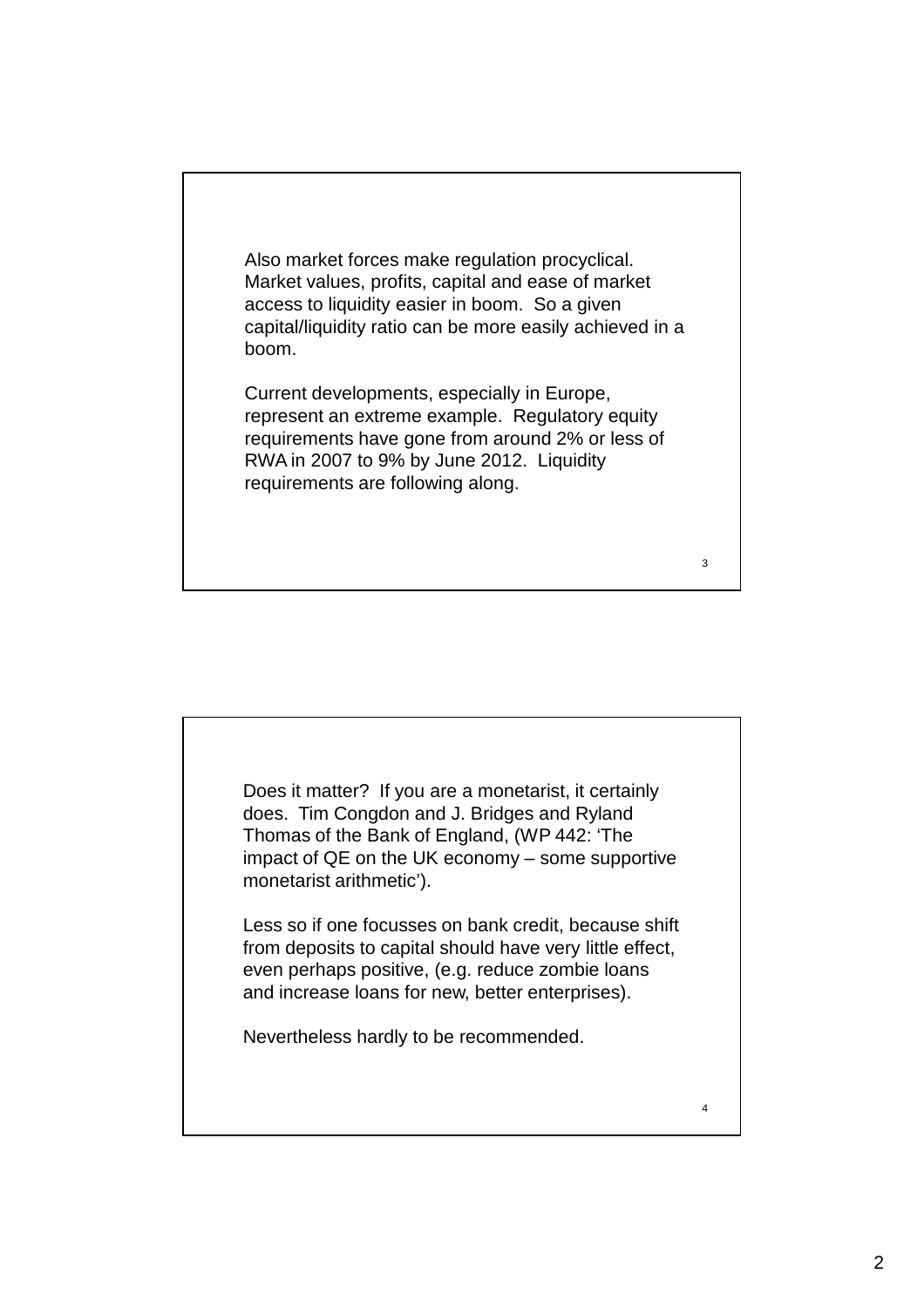Also market forces make regulation procyclical. Market values, profits, capital and ease of market access to liquidity easier in boom. So a given capital/liquidity ratio can be more easily achieved in a boom.

Current developments, especially in Europe, represent an extreme example. Regulatory equity requirements have gone from around 2% or less of RWA in 2007 to 9% by June 2012. Liquidity requirements are following along.

Does it matter? If you are a monetarist, it certainly does. Tim Congdon and J. Bridges and Ryland Thomas of the Bank of England, (WP 442: 'The impact of QE on the UK economy – some supportive monetarist arithmetic').

Less so if one focusses on bank credit, because shift from deposits to capital should have very little effect, even perhaps positive, (e.g. reduce zombie loans and increase loans for new, better enterprises).

Nevertheless hardly to be recommended.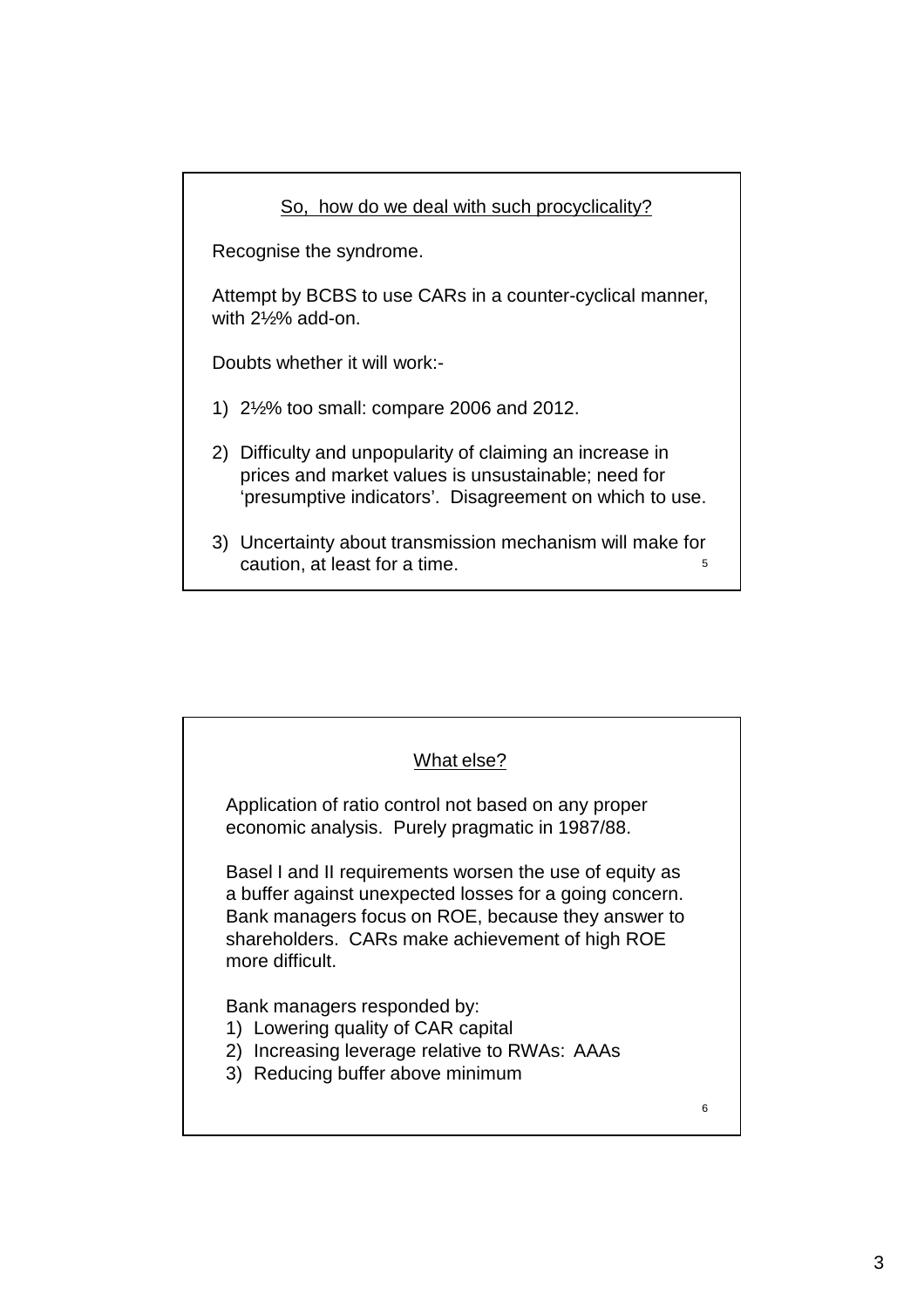## So, how do we deal with such procyclicality?

Recognise the syndrome.

Attempt by BCBS to use CARs in a counter-cyclical manner, with 2½% add-on.

Doubts whether it will work:-

1) 2½% too small: compare 2006 and 2012.

2) Difficulty and unpopularity of claiming an increase in prices and market values is unsustainable; need for ‘presumptive indicators’. Disagreement on which to use.

3) Uncertainty about transmission mechanism will make for caution, at least for a time.

## What else?

Application of ratio control not based on any proper economic analysis. Purely pragmatic in 1987/88.

Basel I and II requirements worsen the use of equity as a buffer against unexpected losses for a going concern. Bank managers focus on ROE, because they answer to shareholders. CARs make achievement of high ROE more difficult.

Bank managers responded by:

1) Lowering quality of CAR capital
2) Increasing leverage relative to RWAs: AAAs
3) Reducing buffer above minimum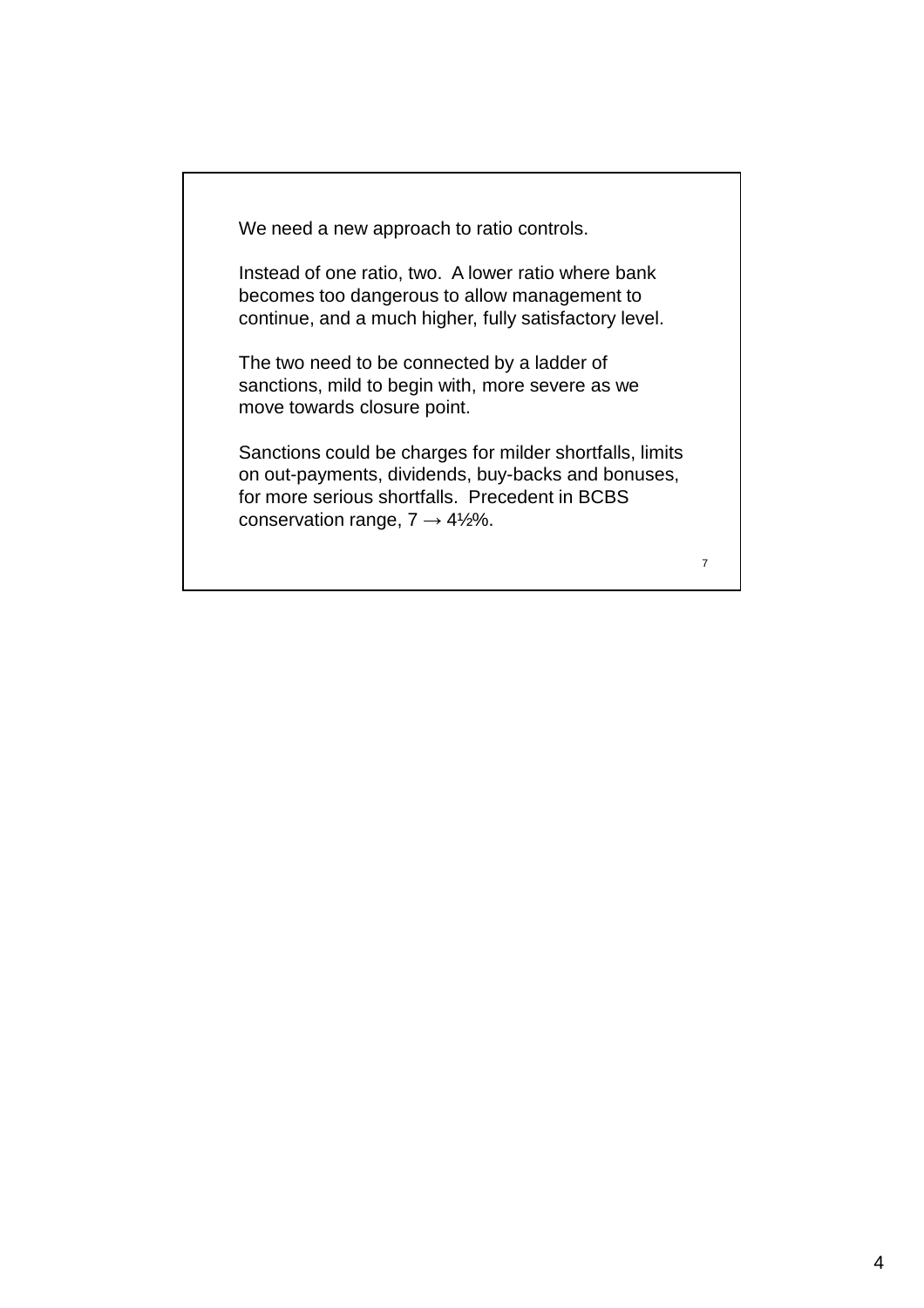We need a new approach to ratio controls.

Instead of one ratio, two. A lower ratio where bank becomes too dangerous to allow management to continue, and a much higher, fully satisfactory level.

The two need to be connected by a ladder of sanctions, mild to begin with, more severe as we move towards closure point.

Sanctions could be charges for milder shortfalls, limits on out-payments, dividends, buy-backs and bonuses, for more serious shortfalls. Precedent in BCBS conservation range, 7 → 4½%.